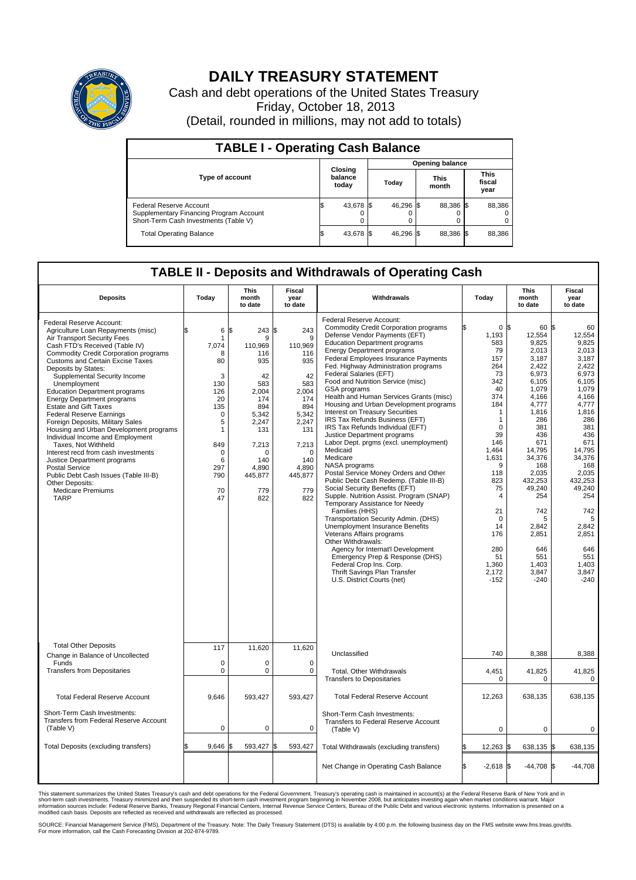# DAILY TREASURY STATEMENT

Cash and debt operations of the United States Treasury

Friday, October 18, 2013

(Detail, rounded in millions, may not add to totals)

## TABLE I - Operating Cash Balance

| Type of account | Closing balance today | Opening balance Today | Opening balance This month | Opening balance This fiscal year |
|---|---|---|---|---|
| Federal Reserve Account | $ 43,678 | $ 46,296 | $ 88,386 | $ 88,386 |
| Supplementary Financing Program Account | 0 | 0 | 0 | 0 |
| Short-Term Cash Investments (Table V) | 0 | 0 | 0 | 0 |
| Total Operating Balance | $ 43,678 | $ 46,296 | $ 88,386 | $ 88,386 |

## TABLE II - Deposits and Withdrawals of Operating Cash

| Deposits | Today | This month to date | Fiscal year to date | Withdrawals | Today | This month to date | Fiscal year to date |
|---|---|---|---|---|---|---|---|
| Federal Reserve Account: | | | | Federal Reserve Account: | | | |
| Agriculture Loan Repayments (misc) | $ 6 | $ 243 | $ 243 | Commodity Credit Corporation programs | $ 0 | $ 60 | $ 60 |
| Air Transport Security Fees | 1 | 9 | 9 | Defense Vendor Payments (EFT) | 1,193 | 12,554 | 12,554 |
| Cash FTD's Received (Table IV) | 7,074 | 110,969 | 110,969 | Education Department programs | 583 | 9,825 | 9,825 |
| Commodity Credit Corporation programs | 8 | 116 | 116 | Energy Department programs | 79 | 2,013 | 2,013 |
| Customs and Certain Excise Taxes | 80 | 935 | 935 | Federal Employees Insurance Payments | 157 | 3,187 | 3,187 |
| Deposits by States: | | | | Fed. Highway Administration programs | 264 | 2,422 | 2,422 |
| Supplemental Security Income | 3 | 42 | 42 | Federal Salaries (EFT) | 73 | 6,973 | 6,973 |
| Unemployment | 130 | 583 | 583 | Food and Nutrition Service (misc) | 342 | 6,105 | 6,105 |
| Education Department programs | 126 | 2,004 | 2,004 | GSA programs | 40 | 1,079 | 1,079 |
| Energy Department programs | 20 | 174 | 174 | Health and Human Services Grants (misc) | 374 | 4,166 | 4,166 |
| Estate and Gift Taxes | 135 | 894 | 894 | Housing and Urban Development programs | 184 | 4,777 | 4,777 |
| Federal Reserve Earnings | 0 | 5,342 | 5,342 | Interest on Treasury Securities | 1 | 1,816 | 1,816 |
| Foreign Deposits, Military Sales | 5 | 2,247 | 2,247 | IRS Tax Refunds Business (EFT) | 1 | 286 | 286 |
| Housing and Urban Development programs | 1 | 131 | 131 | IRS Tax Refunds Individual (EFT) | 0 | 381 | 381 |
| Individual Income and Employment | | | | Justice Department programs | 39 | 436 | 436 |
| Taxes, Not Withheld | 849 | 7,213 | 7,213 | Labor Dept. prgms (excl. unemployment) | 146 | 671 | 671 |
| Interest recd from cash investments | 0 | 0 | 0 | Medicaid | 1,464 | 14,795 | 14,795 |
| Justice Department programs | 6 | 140 | 140 | Medicare | 1,631 | 34,376 | 34,376 |
| Postal Service | 297 | 4,890 | 4,890 | NASA programs | 9 | 168 | 168 |
| Public Debt Cash Issues (Table III-B) | 790 | 445,877 | 445,877 | Postal Service Money Orders and Other | 118 | 2,035 | 2,035 |
| Other Deposits: | | | | Public Debt Cash Redemp. (Table III-B) | 823 | 432,253 | 432,253 |
| Medicare Premiums | 70 | 779 | 779 | Social Security Benefits (EFT) | 75 | 49,240 | 49,240 |
| TARP | 47 | 822 | 822 | Supple. Nutrition Assist. Program (SNAP) | 4 | 254 | 254 |
| | | | | Temporary Assistance for Needy Families (HHS) | 21 | 742 | 742 |
| | | | | Transportation Security Admin. (DHS) | 0 | 5 | 5 |
| | | | | Unemployment Insurance Benefits | 14 | 2,842 | 2,842 |
| | | | | Veterans Affairs programs | 176 | 2,851 | 2,851 |
| | | | | Other Withdrawals: | | | |
| | | | | Agency for Internat'l Development | 280 | 646 | 646 |
| | | | | Emergency Prep & Response (DHS) | 51 | 551 | 551 |
| | | | | Federal Crop Ins. Corp. | 1,360 | 1,403 | 1,403 |
| | | | | Thrift Savings Plan Transfer | 2,172 | 3,847 | 3,847 |
| | | | | U.S. District Courts (net) | -152 | -240 | -240 |
| Total Other Deposits | 117 | 11,620 | 11,620 | Unclassified | 740 | 8,388 | 8,388 |
| Change in Balance of Uncollected Funds | 0 | 0 | 0 | | | | |
| Transfers from Depositaries | 0 | 0 | 0 | Total, Other Withdrawals | 4,451 | 41,825 | 41,825 |
| | | | | Transfers to Depositaries | 0 | 0 | 0 |
| Total Federal Reserve Account | 9,646 | 593,427 | 593,427 | Total Federal Reserve Account | 12,263 | 638,135 | 638,135 |
| Short-Term Cash Investments: Transfers from Federal Reserve Account (Table V) | 0 | 0 | 0 | Short-Term Cash Investments: Transfers to Federal Reserve Account (Table V) | 0 | 0 | 0 |
| Total Deposits (excluding transfers) | $ 9,646 | $ 593,427 | $ 593,427 | Total Withdrawals (excluding transfers) | $ 12,263 | $ 638,135 | $ 638,135 |
| | | | | Net Change in Operating Cash Balance | $ -2,618 | $ -44,708 | $ -44,708 |

This statement summarizes the United States Treasury's cash and debt operations for the Federal Government. Treasury's operating cash is maintained in account(s) at the Federal Reserve Bank of New York and in short-term cash investments. Treasury minimized and then suspended its short-term cash investment program beginning in November 2008, but anticipates investing again when market conditions warrant. Major information sources include: Federal Reserve Banks, Treasury Regional Financial Centers, Internal Revenue Service Centers, Bureau of the Public Debt and various electronic systems. Information is presented on a modified cash basis. Deposits are reflected as received and withdrawals are reflected as processed.

SOURCE: Financial Management Service (FMS), Department of the Treasury. Note: The Daily Treasury Statement (DTS) is available by 4:00 p.m. the following business day on the FMS website www.fms.treas.gov/dts. For more information, call the Cash Forecasting Division at 202-874-9789.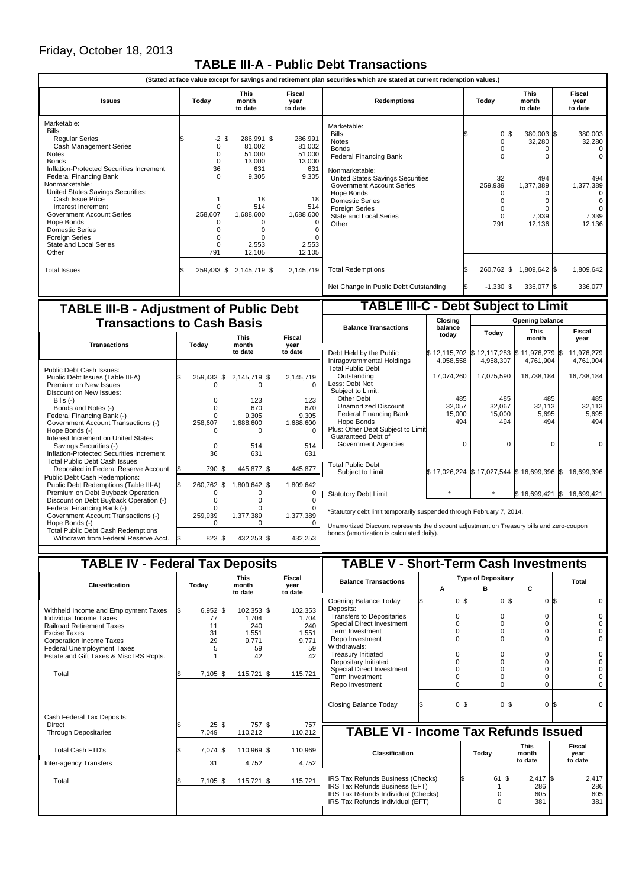Friday, October 18, 2013

# TABLE III-A - Public Debt Transactions

(Stated at face value except for savings and retirement plan securities which are stated at current redemption values.)

| Issues | Today | This month to date | Fiscal year to date |
|---|---|---|---|
| Marketable: | | | |
| Bills: | | | |
| Regular Series | $ -2 | $ 286,991 | $ 286,991 |
| Cash Management Series | 0 | 81,002 | 81,002 |
| Notes | 0 | 51,000 | 51,000 |
| Bonds | 0 | 13,000 | 13,000 |
| Inflation-Protected Securities Increment | 36 | 631 | 631 |
| Federal Financing Bank | 0 | 9,305 | 9,305 |
| Nonmarketable: | | | |
| United States Savings Securities: | | | |
| Cash Issue Price | 1 | 18 | 18 |
| Interest Increment | 0 | 514 | 514 |
| Government Account Series | 258,607 | 1,688,600 | 1,688,600 |
| Hope Bonds | 0 | 0 | 0 |
| Domestic Series | 0 | 0 | 0 |
| Foreign Series | 0 | 0 | 0 |
| State and Local Series | 0 | 2,553 | 2,553 |
| Other | 791 | 12,105 | 12,105 |
| Total Issues | $ 259,433 | $ 2,145,719 | $ 2,145,719 |

| Redemptions | Today | This month to date | Fiscal year to date |
|---|---|---|---|
| Marketable: | | | |
| Bills | $ 0 | $ 380,003 | $ 380,003 |
| Notes | 0 | 32,280 | 32,280 |
| Bonds | 0 | 0 | 0 |
| Federal Financing Bank | 0 | 0 | 0 |
| Nonmarketable: | | | |
| United States Savings Securities | 32 | 494 | 494 |
| Government Account Series | 259,939 | 1,377,389 | 1,377,389 |
| Hope Bonds | 0 | 0 | 0 |
| Domestic Series | 0 | 0 | 0 |
| Foreign Series | 0 | 0 | 0 |
| State and Local Series | 0 | 7,339 | 7,339 |
| Other | 791 | 12,136 | 12,136 |
| Total Redemptions | $ 260,762 | $ 1,809,642 | $ 1,809,642 |
| Net Change in Public Debt Outstanding | $ -1,330 | $ 336,077 | $ 336,077 |

# TABLE III-B - Adjustment of Public Debt Transactions to Cash Basis

| Transactions | Today | This month to date | Fiscal year to date |
|---|---|---|---|
| Public Debt Cash Issues: | | | |
| Public Debt Issues (Table III-A) | $ 259,433 | $ 2,145,719 | $ 2,145,719 |
| Premium on New Issues | 0 | 0 | 0 |
| Discount on New Issues: | | | |
| Bills (-) | 0 | 123 | 123 |
| Bonds and Notes (-) | 0 | 670 | 670 |
| Federal Financing Bank (-) | 0 | 9,305 | 9,305 |
| Government Account Transactions (-) | 258,607 | 1,688,600 | 1,688,600 |
| Hope Bonds (-) | 0 | 0 | 0 |
| Interest Increment on United States Savings Securities (-) | 0 | 514 | 514 |
| Inflation-Protected Securities Increment | 36 | 631 | 631 |
| Total Public Debt Cash Issues Deposited in Federal Reserve Account | $ 790 | $ 445,877 | $ 445,877 |
| Public Debt Cash Redemptions: | | | |
| Public Debt Redemptions (Table III-A) | $ 260,762 | $ 1,809,642 | $ 1,809,642 |
| Premium on Debt Buyback Operation | 0 | 0 | 0 |
| Discount on Debt Buyback Operation (-) | 0 | 0 | 0 |
| Federal Financing Bank (-) | 0 | 0 | 0 |
| Government Account Transactions (-) | 259,939 | 1,377,389 | 1,377,389 |
| Hope Bonds (-) | 0 | 0 | 0 |
| Total Public Debt Cash Redemptions Withdrawn from Federal Reserve Acct. | $ 823 | $ 432,253 | $ 432,253 |

# TABLE III-C - Debt Subject to Limit

| Balance Transactions | Closing balance today | Opening balance Today | Opening balance This month | Opening balance Fiscal year |
|---|---|---|---|---|
| Debt Held by the Public | $ 12,115,702 | $ 12,117,283 | $ 11,976,279 | $ 11,976,279 |
| Intragovernmental Holdings | 4,958,558 | 4,958,307 | 4,761,904 | 4,761,904 |
| Total Public Debt Outstanding | 17,074,260 | 17,075,590 | 16,738,184 | 16,738,184 |
| Less: Debt Not Subject to Limit: | | | | |
| Other Debt | 485 | 485 | 485 | 485 |
| Unamortized Discount | 32,057 | 32,067 | 32,113 | 32,113 |
| Federal Financing Bank | 15,000 | 15,000 | 5,695 | 5,695 |
| Hope Bonds | 494 | 494 | 494 | 494 |
| Plus: Other Debt Subject to Limit | | | | |
| Guaranteed Debt of Government Agencies | 0 | 0 | 0 | 0 |
| Total Public Debt Subject to Limit | $ 17,026,224 | $ 17,027,544 | $ 16,699,396 | $ 16,699,396 |
| Statutory Debt Limit | * | * | $ 16,699,421 | $ 16,699,421 |

*Statutory debt limit temporarily suspended through February 7, 2014.

Unamortized Discount represents the discount adjustment on Treasury bills and zero-coupon bonds (amortization is calculated daily).

# TABLE IV - Federal Tax Deposits

| Classification | Today | This month to date | Fiscal year to date |
|---|---|---|---|
| Withheld Income and Employment Taxes | $ 6,952 | $ 102,353 | $ 102,353 |
| Individual Income Taxes | 77 | 1,704 | 1,704 |
| Railroad Retirement Taxes | 11 | 240 | 240 |
| Excise Taxes | 31 | 1,551 | 1,551 |
| Corporation Income Taxes | 29 | 9,771 | 9,771 |
| Federal Unemployment Taxes | 5 | 59 | 59 |
| Estate and Gift Taxes & Misc IRS Rcpts. | 1 | 42 | 42 |
| Total | $ 7,105 | $ 115,721 | $ 115,721 |
| Cash Federal Tax Deposits: | | | |
| Direct | $ 25 | $ 757 | $ 757 |
| Through Depositaries | 7,049 | 110,212 | 110,212 |
| Total Cash FTD's | $ 7,074 | $ 110,969 | $ 110,969 |
| Inter-agency Transfers | 31 | 4,752 | 4,752 |
| Total | $ 7,105 | $ 115,721 | $ 115,721 |

# TABLE V - Short-Term Cash Investments

| Balance Transactions | Type of Depositary A | Type of Depositary B | Type of Depositary C | Total |
|---|---|---|---|---|
| Opening Balance Today | $ 0 | $ 0 | $ 0 | $ 0 |
| Deposits: | | | | |
| Transfers to Depositaries | 0 | 0 | 0 | 0 |
| Special Direct Investment | 0 | 0 | 0 | 0 |
| Term Investment | 0 | 0 | 0 | 0 |
| Repo Investment | 0 | 0 | 0 | 0 |
| Withdrawals: | | | | |
| Treasury Initiated | 0 | 0 | 0 | 0 |
| Depositary Initiated | 0 | 0 | 0 | 0 |
| Special Direct Investment | 0 | 0 | 0 | 0 |
| Term Investment | 0 | 0 | 0 | 0 |
| Repo Investment | 0 | 0 | 0 | 0 |
| Closing Balance Today | $ 0 | $ 0 | $ 0 | $ 0 |

# TABLE VI - Income Tax Refunds Issued

| Classification | Today | This month to date | Fiscal year to date |
|---|---|---|---|
| IRS Tax Refunds Business (Checks) | $ 61 | $ 2,417 | $ 2,417 |
| IRS Tax Refunds Business (EFT) | 1 | 286 | 286 |
| IRS Tax Refunds Individual (Checks) | 0 | 605 | 605 |
| IRS Tax Refunds Individual (EFT) | 0 | 381 | 381 |